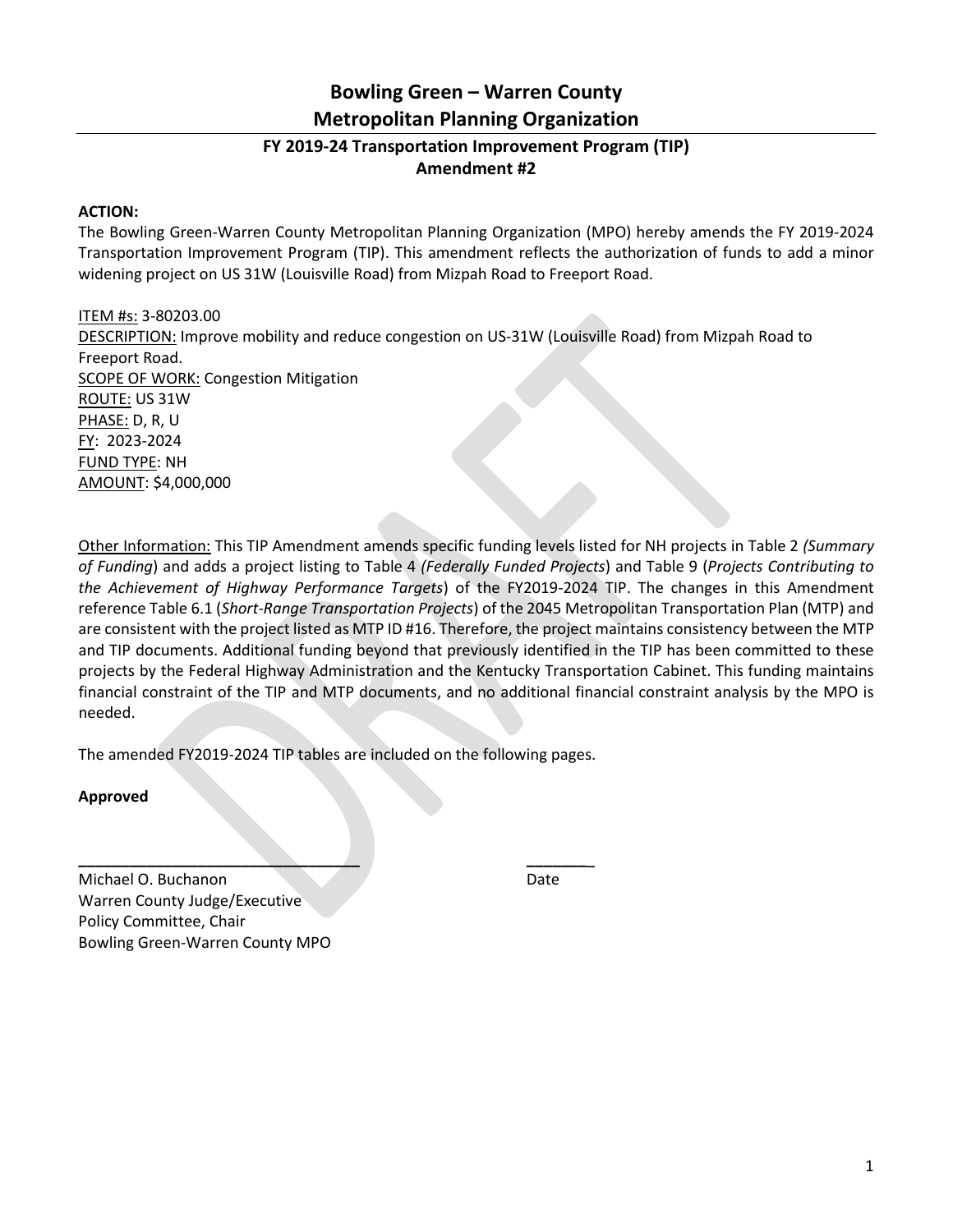# Bowling Green – Warren County Metropolitan Planning Organization

## FY 2019-24 Transportation Improvement Program (TIP) Amendment #2

**ACTION:**

The Bowling Green-Warren County Metropolitan Planning Organization (MPO) hereby amends the FY 2019-2024 Transportation Improvement Program (TIP). This amendment reflects the authorization of funds to add a minor widening project on US 31W (Louisville Road) from Mizpah Road to Freeport Road.

ITEM #s: 3-80203.00
DESCRIPTION: Improve mobility and reduce congestion on US-31W (Louisville Road) from Mizpah Road to Freeport Road.
SCOPE OF WORK: Congestion Mitigation
ROUTE: US 31W
PHASE: D, R, U
FY: 2023-2024
FUND TYPE: NH
AMOUNT: $4,000,000

Other Information: This TIP Amendment amends specific funding levels listed for NH projects in Table 2 *(Summary of Funding*) and adds a project listing to Table 4 *(Federally Funded Projects*) and Table 9 (*Projects Contributing to the Achievement of Highway Performance Targets*) of the FY2019-2024 TIP. The changes in this Amendment reference Table 6.1 (*Short-Range Transportation Projects*) of the 2045 Metropolitan Transportation Plan (MTP) and are consistent with the project listed as MTP ID #16. Therefore, the project maintains consistency between the MTP and TIP documents. Additional funding beyond that previously identified in the TIP has been committed to these projects by the Federal Highway Administration and the Kentucky Transportation Cabinet. This funding maintains financial constraint of the TIP and MTP documents, and no additional financial constraint analysis by the MPO is needed.

The amended FY2019-2024 TIP tables are included on the following pages.

**Approved**

\_\_\_\_\_\_\_\_\_\_\_\_\_\_\_\_\_\_\_\_\_\_\_\_\_\_\_\_\_\_\_\_\_\_ \_\_\_\_\_\_\_\_

Michael O. Buchanon — Date
Warren County Judge/Executive
Policy Committee, Chair
Bowling Green-Warren County MPO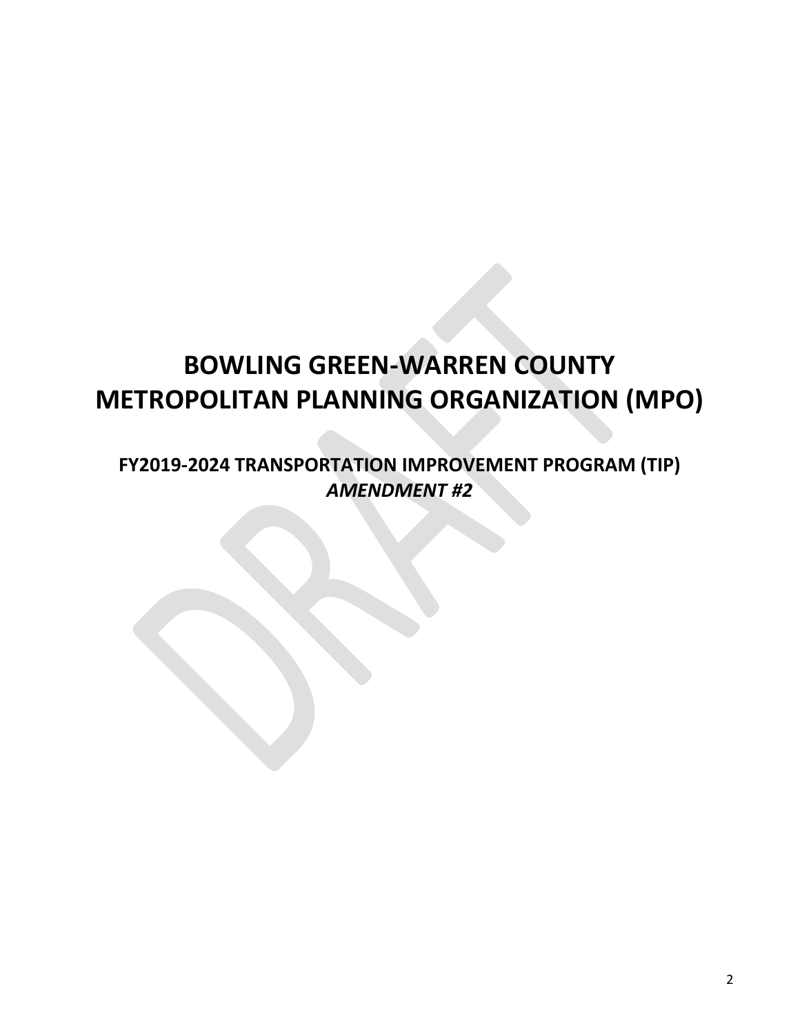# BOWLING GREEN-WARREN COUNTY METROPOLITAN PLANNING ORGANIZATION (MPO)

## FY2019-2024 TRANSPORTATION IMPROVEMENT PROGRAM (TIP)

***AMENDMENT #2***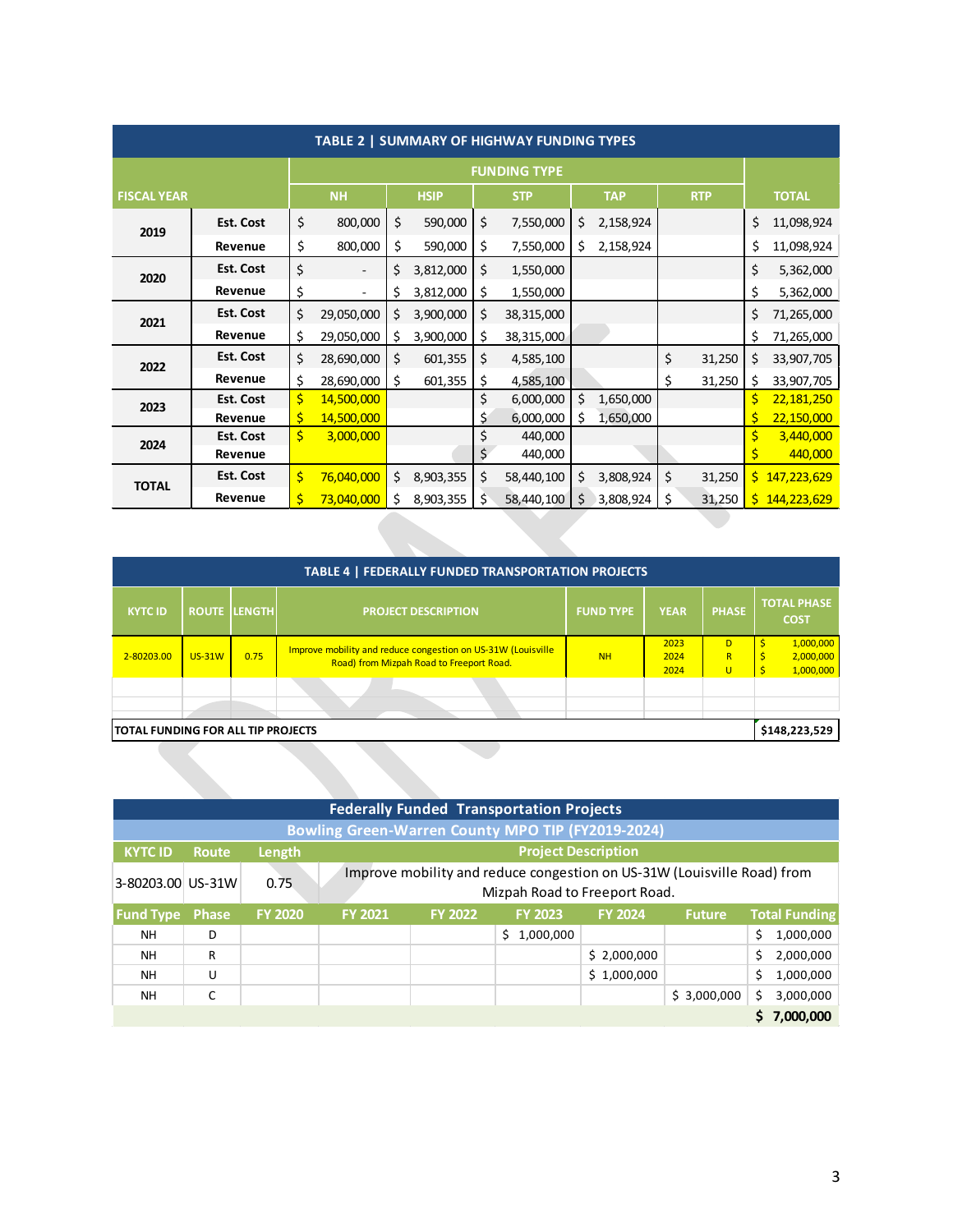**TABLE 2 | SUMMARY OF HIGHWAY FUNDING TYPES**

| FISCAL YEAR | | NH | HSIP | STP | TAP | RTP | TOTAL |
|---|---|---|---|---|---|---|---|
| | | FUNDING TYPE | | | | | |
| 2019 | Est. Cost | $ 800,000 | $ 590,000 | $ 7,550,000 | $ 2,158,924 | | $ 11,098,924 |
| | Revenue | $ 800,000 | $ 590,000 | $ 7,550,000 | $ 2,158,924 | | $ 11,098,924 |
| 2020 | Est. Cost | $ - | $ 3,812,000 | $ 1,550,000 | | | $ 5,362,000 |
| | Revenue | $ - | $ 3,812,000 | $ 1,550,000 | | | $ 5,362,000 |
| 2021 | Est. Cost | $ 29,050,000 | $ 3,900,000 | $ 38,315,000 | | | $ 71,265,000 |
| | Revenue | $ 29,050,000 | $ 3,900,000 | $ 38,315,000 | | | $ 71,265,000 |
| 2022 | Est. Cost | $ 28,690,000 | $ 601,355 | $ 4,585,100 | | $ 31,250 | $ 33,907,705 |
| | Revenue | $ 28,690,000 | $ 601,355 | $ 4,585,100 | | $ 31,250 | $ 33,907,705 |
| 2023 | Est. Cost | $ 14,500,000 | | $ 6,000,000 | $ 1,650,000 | | $ 22,181,250 |
| | Revenue | $ 14,500,000 | | $ 6,000,000 | $ 1,650,000 | | $ 22,150,000 |
| 2024 | Est. Cost | $ 3,000,000 | | $ 440,000 | | | $ 3,440,000 |
| | Revenue | | | $ 440,000 | | | $ 440,000 |
| TOTAL | Est. Cost | $ 76,040,000 | $ 8,903,355 | $ 58,440,100 | $ 3,808,924 | $ 31,250 | $ 147,223,629 |
| | Revenue | $ 73,040,000 | $ 8,903,355 | $ 58,440,100 | $ 3,808,924 | $ 31,250 | $ 144,223,629 |

**TABLE 4 | FEDERALLY FUNDED TRANSPORTATION PROJECTS**

| KYTC ID | ROUTE | LENGTH | PROJECT DESCRIPTION | FUND TYPE | YEAR | PHASE | TOTAL PHASE COST |
|---|---|---|---|---|---|---|---|
| 2-80203.00 | US-31W | 0.75 | Improve mobility and reduce congestion on US-31W (Louisville Road) from Mizpah Road to Freeport Road. | NH | 2023<br>2024<br>2024 | D<br>R<br>U | $ 1,000,000<br>$ 2,000,000<br>$ 1,000,000 |
| | | | | | | | |
| | | | | | | | |
| TOTAL FUNDING FOR ALL TIP PROJECTS | | | | | | | $148,223,529 |

**Federally Funded Transportation Projects**

**Bowling Green-Warren County MPO TIP (FY2019-2024)**

| KYTC ID | Route | Length | Project Description | | | | |
|---|---|---|---|---|---|---|---|
| 3-80203.00 | US-31W | 0.75 | Improve mobility and reduce congestion on US-31W (Louisville Road) from Mizpah Road to Freeport Road. | | | | |
| **Fund Type** | **Phase** | **FY 2020** | **FY 2021** | **FY 2022** | **FY 2023** | **FY 2024** | **Future** | **Total Funding** |
| NH | D | | | | $ 1,000,000 | | | $ 1,000,000 |
| NH | R | | | | | $ 2,000,000 | | $ 2,000,000 |
| NH | U | | | | | $ 1,000,000 | | $ 1,000,000 |
| NH | C | | | | | | $ 3,000,000 | $ 3,000,000 |
| | | | | | | | | **$ 7,000,000** |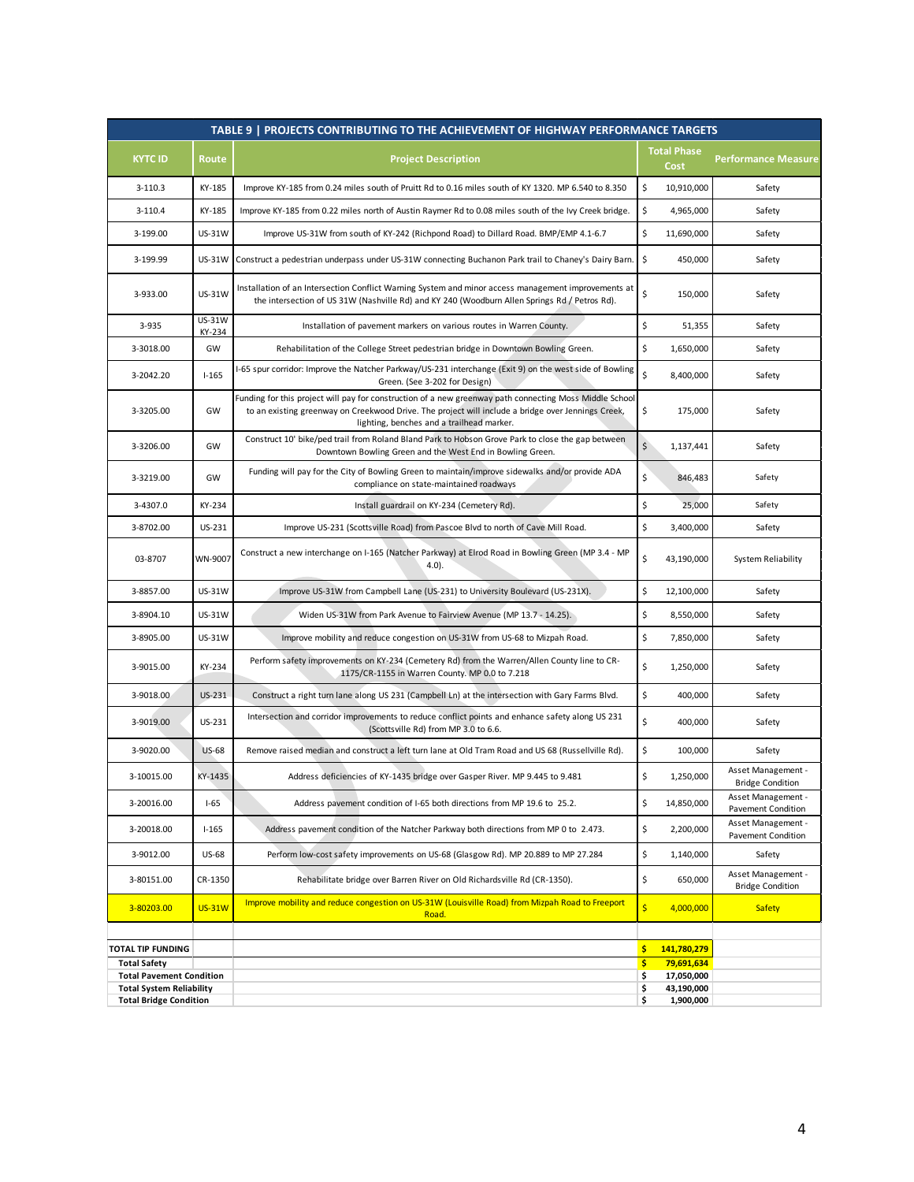| TABLE 9 \| PROJECTS CONTRIBUTING TO THE ACHIEVEMENT OF HIGHWAY PERFORMANCE TARGETS | | | | |
|---|---|---|---|---|
| **KYTC ID** | **Route** | **Project Description** | **Total Phase Cost** | **Performance Measure** |
| 3-110.3 | KY-185 | Improve KY-185 from 0.24 miles south of Pruitt Rd to 0.16 miles south of KY 1320. MP 6.540 to 8.350 | $ 10,910,000 | Safety |
| 3-110.4 | KY-185 | Improve KY-185 from 0.22 miles north of Austin Raymer Rd to 0.08 miles south of the Ivy Creek bridge. | $ 4,965,000 | Safety |
| 3-199.00 | US-31W | Improve US-31W from south of KY-242 (Richpond Road) to Dillard Road. BMP/EMP 4.1-6.7 | $ 11,690,000 | Safety |
| 3-199.99 | US-31W | Construct a pedestrian underpass under US-31W connecting Buchanon Park trail to Chaney's Dairy Barn. | $ 450,000 | Safety |
| 3-933.00 | US-31W | Installation of an Intersection Conflict Warning System and minor access management improvements at the intersection of US 31W (Nashville Rd) and KY 240 (Woodburn Allen Springs Rd / Petros Rd). | $ 150,000 | Safety |
| 3-935 | US-31W KY-234 | Installation of pavement markers on various routes in Warren County. | $ 51,355 | Safety |
| 3-3018.00 | GW | Rehabilitation of the College Street pedestrian bridge in Downtown Bowling Green. | $ 1,650,000 | Safety |
| 3-2042.20 | I-165 | I-65 spur corridor: Improve the Natcher Parkway/US-231 interchange (Exit 9) on the west side of Bowling Green. (See 3-202 for Design) | $ 8,400,000 | Safety |
| 3-3205.00 | GW | Funding for this project will pay for construction of a new greenway path connecting Moss Middle School to an existing greenway on Creekwood Drive. The project will include a bridge over Jennings Creek, lighting, benches and a trailhead marker. | $ 175,000 | Safety |
| 3-3206.00 | GW | Construct 10' bike/ped trail from Roland Bland Park to Hobson Grove Park to close the gap between Downtown Bowling Green and the West End in Bowling Green. | $ 1,137,441 | Safety |
| 3-3219.00 | GW | Funding will pay for the City of Bowling Green to maintain/improve sidewalks and/or provide ADA compliance on state-maintained roadways | $ 846,483 | Safety |
| 3-4307.0 | KY-234 | Install guardrail on KY-234 (Cemetery Rd). | $ 25,000 | Safety |
| 3-8702.00 | US-231 | Improve US-231 (Scottsville Road) from Pascoe Blvd to north of Cave Mill Road. | $ 3,400,000 | Safety |
| 03-8707 | WN-9007 | Construct a new interchange on I-165 (Natcher Parkway) at Elrod Road in Bowling Green (MP 3.4 - MP 4.0). | $ 43,190,000 | System Reliability |
| 3-8857.00 | US-31W | Improve US-31W from Campbell Lane (US-231) to University Boulevard (US-231X). | $ 12,100,000 | Safety |
| 3-8904.10 | US-31W | Widen US-31W from Park Avenue to Fairview Avenue (MP 13.7 - 14.25). | $ 8,550,000 | Safety |
| 3-8905.00 | US-31W | Improve mobility and reduce congestion on US-31W from US-68 to Mizpah Road. | $ 7,850,000 | Safety |
| 3-9015.00 | KY-234 | Perform safety improvements on KY-234 (Cemetery Rd) from the Warren/Allen County line to CR-1175/CR-1155 in Warren County. MP 0.0 to 7.218 | $ 1,250,000 | Safety |
| 3-9018.00 | US-231 | Construct a right turn lane along US 231 (Campbell Ln) at the intersection with Gary Farms Blvd. | $ 400,000 | Safety |
| 3-9019.00 | US-231 | Intersection and corridor improvements to reduce conflict points and enhance safety along US 231 (Scottsville Rd) from MP 3.0 to 6.6. | $ 400,000 | Safety |
| 3-9020.00 | US-68 | Remove raised median and construct a left turn lane at Old Tram Road and US 68 (Russellville Rd). | $ 100,000 | Safety |
| 3-10015.00 | KY-1435 | Address deficiencies of KY-1435 bridge over Gasper River. MP 9.445 to 9.481 | $ 1,250,000 | Asset Management - Bridge Condition |
| 3-20016.00 | I-65 | Address pavement condition of I-65 both directions from MP 19.6 to 25.2. | $ 14,850,000 | Asset Management - Pavement Condition |
| 3-20018.00 | I-165 | Address pavement condition of the Natcher Parkway both directions from MP 0 to 2.473. | $ 2,200,000 | Asset Management - Pavement Condition |
| 3-9012.00 | US-68 | Perform low-cost safety improvements on US-68 (Glasgow Rd). MP 20.889 to MP 27.284 | $ 1,140,000 | Safety |
| 3-80151.00 | CR-1350 | Rehabilitate bridge over Barren River on Old Richardsville Rd (CR-1350). | $ 650,000 | Asset Management - Bridge Condition |
| 3-80203.00 | US-31W | Improve mobility and reduce congestion on US-31W (Louisville Road) from Mizpah Road to Freeport Road. | $ 4,000,000 | Safety |
| | | | | |
| **TOTAL TIP FUNDING** | | | **$ 141,780,279** | |
| **Total Safety** | | | **$ 79,691,634** | |
| **Total Pavement Condition** | | | **$ 17,050,000** | |
| **Total System Reliability** | | | **$ 43,190,000** | |
| **Total Bridge Condition** | | | **$ 1,900,000** | |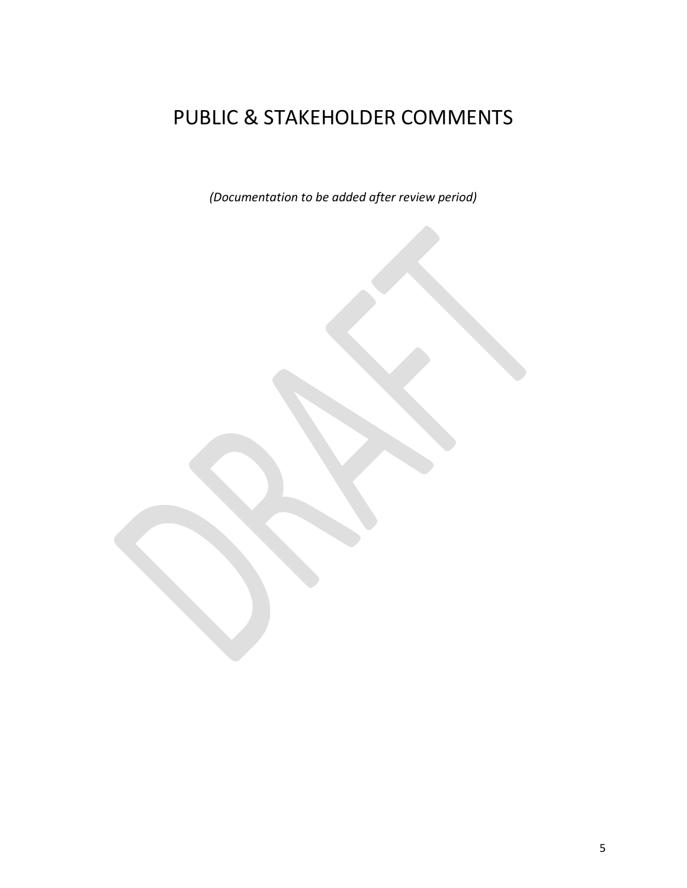# PUBLIC & STAKEHOLDER COMMENTS

*(Documentation to be added after review period)*